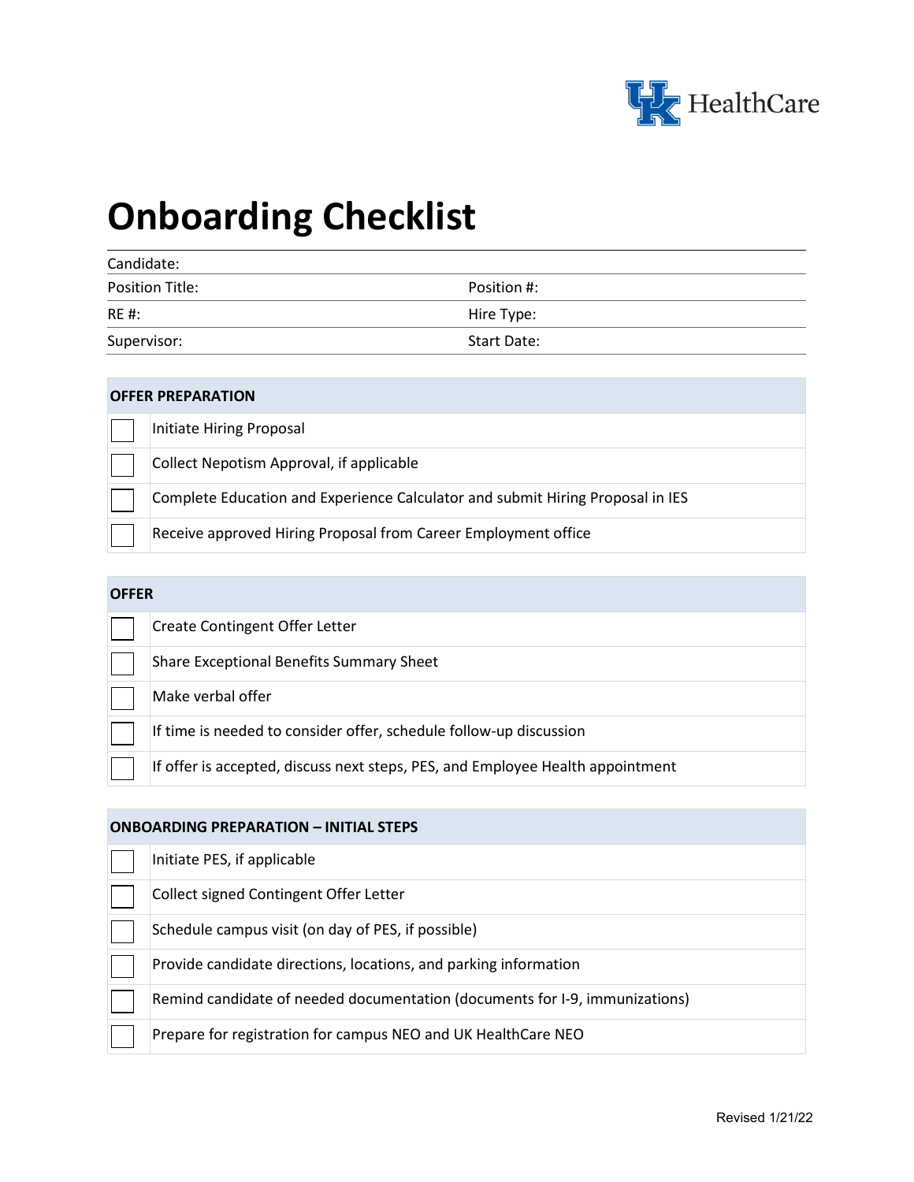# Onboarding Checklist

| Candidate: | |
|---|---|
| Position Title: | Position #: |
| RE #: | Hire Type: |
| Supervisor: | Start Date: |

| OFFER PREPARATION | |
|---|---|
| ☐ | Initiate Hiring Proposal |
| ☐ | Collect Nepotism Approval, if applicable |
| ☐ | Complete Education and Experience Calculator and submit Hiring Proposal in IES |
| ☐ | Receive approved Hiring Proposal from Career Employment office |

| OFFER | |
|---|---|
| ☐ | Create Contingent Offer Letter |
| ☐ | Share Exceptional Benefits Summary Sheet |
| ☐ | Make verbal offer |
| ☐ | If time is needed to consider offer, schedule follow-up discussion |
| ☐ | If offer is accepted, discuss next steps, PES, and Employee Health appointment |

| ONBOARDING PREPARATION – INITIAL STEPS | |
|---|---|
| ☐ | Initiate PES, if applicable |
| ☐ | Collect signed Contingent Offer Letter |
| ☐ | Schedule campus visit (on day of PES, if possible) |
| ☐ | Provide candidate directions, locations, and parking information |
| ☐ | Remind candidate of needed documentation (documents for I-9, immunizations) |
| ☐ | Prepare for registration for campus NEO and UK HealthCare NEO |

Revised 1/21/22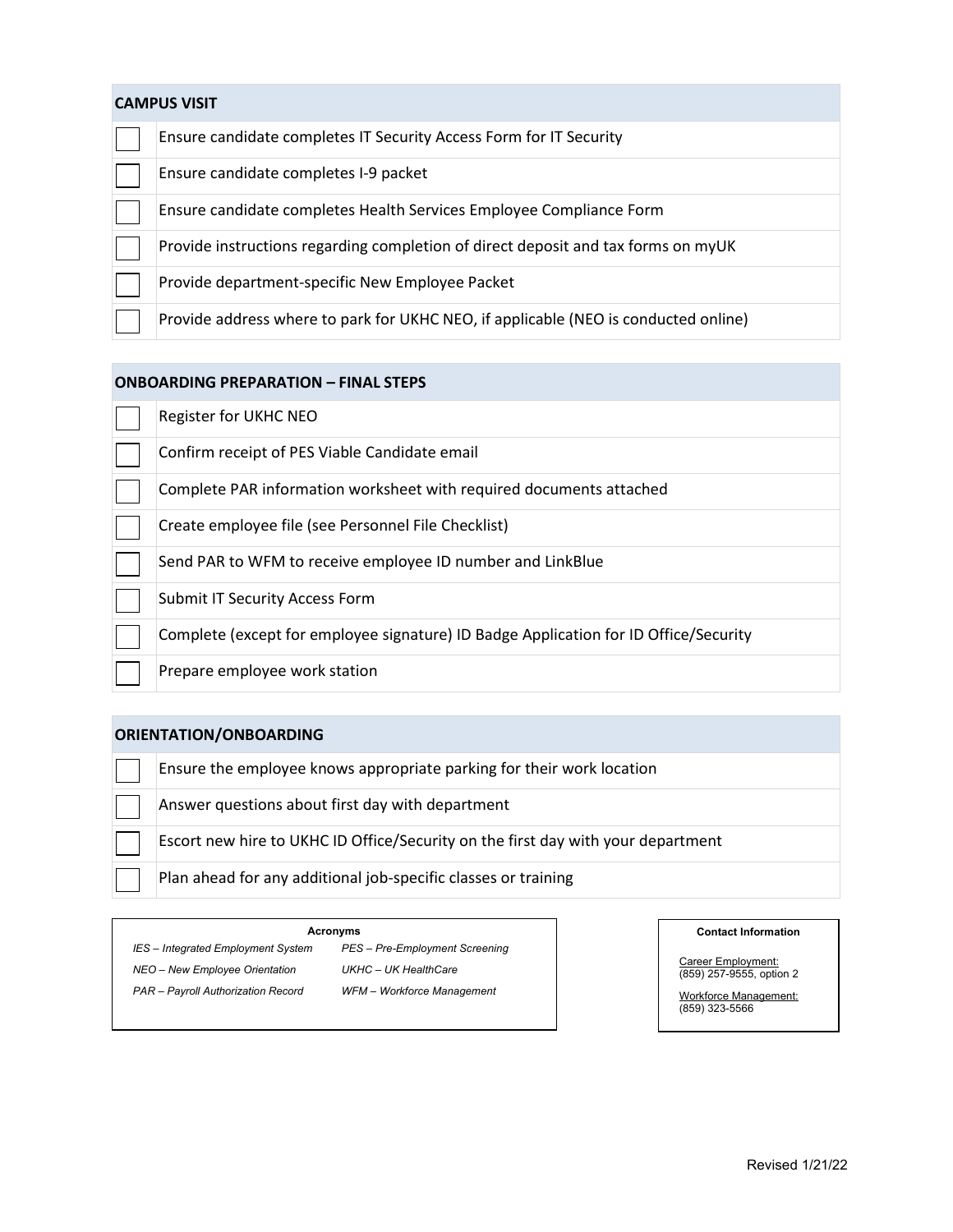## CAMPUS VISIT

- [ ] Ensure candidate completes IT Security Access Form for IT Security
- [ ] Ensure candidate completes I-9 packet
- [ ] Ensure candidate completes Health Services Employee Compliance Form
- [ ] Provide instructions regarding completion of direct deposit and tax forms on myUK
- [ ] Provide department-specific New Employee Packet
- [ ] Provide address where to park for UKHC NEO, if applicable (NEO is conducted online)

## ONBOARDING PREPARATION – FINAL STEPS

- [ ] Register for UKHC NEO
- [ ] Confirm receipt of PES Viable Candidate email
- [ ] Complete PAR information worksheet with required documents attached
- [ ] Create employee file (see Personnel File Checklist)
- [ ] Send PAR to WFM to receive employee ID number and LinkBlue
- [ ] Submit IT Security Access Form
- [ ] Complete (except for employee signature) ID Badge Application for ID Office/Security
- [ ] Prepare employee work station

## ORIENTATION/ONBOARDING

- [ ] Ensure the employee knows appropriate parking for their work location
- [ ] Answer questions about first day with department
- [ ] Escort new hire to UKHC ID Office/Security on the first day with your department
- [ ] Plan ahead for any additional job-specific classes or training

**Acronyms**

*IES – Integrated Employment System*
*NEO – New Employee Orientation*
*PAR – Payroll Authorization Record*
*PES – Pre-Employment Screening*
*UKHC – UK HealthCare*
*WFM – Workforce Management*

**Contact Information**

Career Employment:
(859) 257-9555, option 2

Workforce Management:
(859) 323-5566

Revised 1/21/22